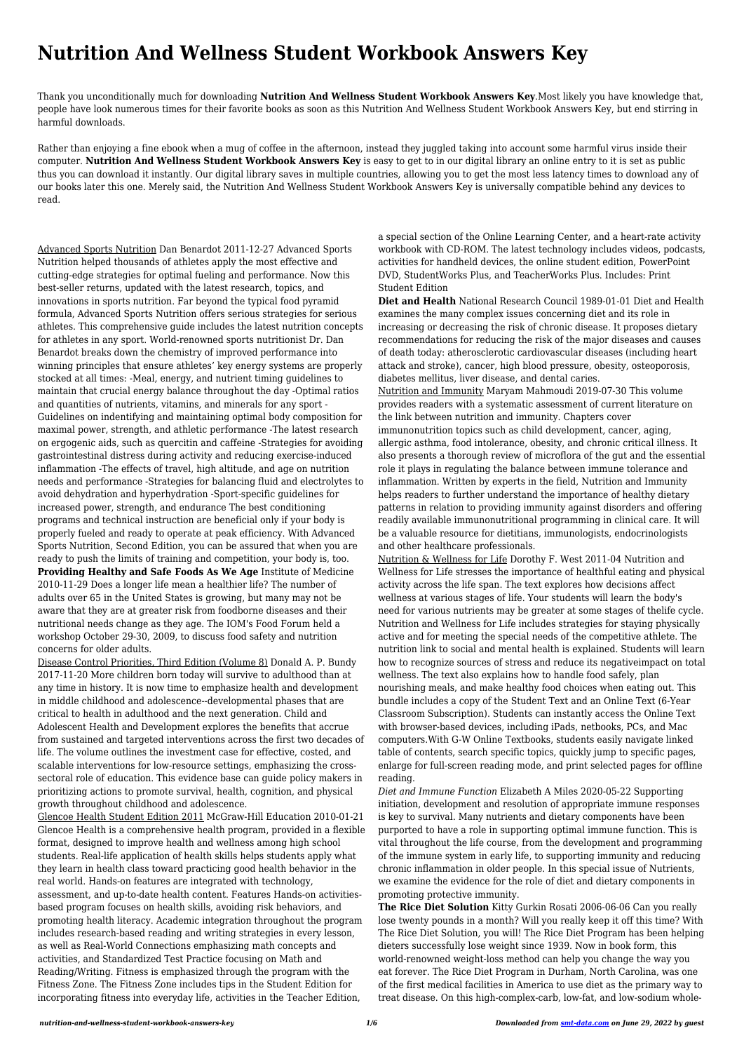# Nutrition And Wellness Student Workbook Answers Key

Thank you unconditionally much for downloading **Nutrition And Wellness Student Workbook Answers Key**.Most likely you have knowledge that, people have look numerous times for their favorite books as soon as this Nutrition And Wellness Student Workbook Answers Key, but end stirring in harmful downloads.

Rather than enjoying a fine ebook when a mug of coffee in the afternoon, instead they juggled taking into account some harmful virus inside their computer. **Nutrition And Wellness Student Workbook Answers Key** is easy to get to in our digital library an online entry to it is set as public thus you can download it instantly. Our digital library saves in multiple countries, allowing you to get the most less latency times to download any of our books later this one. Merely said, the Nutrition And Wellness Student Workbook Answers Key is universally compatible behind any devices to read.

Advanced Sports Nutrition Dan Benardot 2011-12-27 Advanced Sports Nutrition helped thousands of athletes apply the most effective and cutting-edge strategies for optimal fueling and performance. Now this best-seller returns, updated with the latest research, topics, and innovations in sports nutrition. Far beyond the typical food pyramid formula, Advanced Sports Nutrition offers serious strategies for serious athletes. This comprehensive guide includes the latest nutrition concepts for athletes in any sport. World-renowned sports nutritionist Dr. Dan Benardot breaks down the chemistry of improved performance into winning principles that ensure athletes' key energy systems are properly stocked at all times: -Meal, energy, and nutrient timing guidelines to maintain that crucial energy balance throughout the day -Optimal ratios and quantities of nutrients, vitamins, and minerals for any sport -Guidelines on indentifying and maintaining optimal body composition for maximal power, strength, and athletic performance -The latest research on ergogenic aids, such as quercitin and caffeine -Strategies for avoiding gastrointestinal distress during activity and reducing exercise-induced inflammation -The effects of travel, high altitude, and age on nutrition needs and performance -Strategies for balancing fluid and electrolytes to avoid dehydration and hyperhydration -Sport-specific guidelines for increased power, strength, and endurance The best conditioning programs and technical instruction are beneficial only if your body is properly fueled and ready to operate at peak efficiency. With Advanced Sports Nutrition, Second Edition, you can be assured that when you are ready to push the limits of training and competition, your body is, too.

**Providing Healthy and Safe Foods As We Age** Institute of Medicine 2010-11-29 Does a longer life mean a healthier life? The number of adults over 65 in the United States is growing, but many may not be aware that they are at greater risk from foodborne diseases and their nutritional needs change as they age. The IOM's Food Forum held a workshop October 29-30, 2009, to discuss food safety and nutrition concerns for older adults.

Disease Control Priorities, Third Edition (Volume 8) Donald A. P. Bundy 2017-11-20 More children born today will survive to adulthood than at any time in history. It is now time to emphasize health and development in middle childhood and adolescence--developmental phases that are critical to health in adulthood and the next generation. Child and Adolescent Health and Development explores the benefits that accrue from sustained and targeted interventions across the first two decades of life. The volume outlines the investment case for effective, costed, and scalable interventions for low-resource settings, emphasizing the cross-sectoral role of education. This evidence base can guide policy makers in prioritizing actions to promote survival, health, cognition, and physical growth throughout childhood and adolescence.

Glencoe Health Student Edition 2011 McGraw-Hill Education 2010-01-21 Glencoe Health is a comprehensive health program, provided in a flexible format, designed to improve health and wellness among high school students. Real-life application of health skills helps students apply what they learn in health class toward practicing good health behavior in the real world. Hands-on features are integrated with technology, assessment, and up-to-date health content. Features Hands-on activities-based program focuses on health skills, avoiding risk behaviors, and promoting health literacy. Academic integration throughout the program includes research-based reading and writing strategies in every lesson, as well as Real-World Connections emphasizing math concepts and activities, and Standardized Test Practice focusing on Math and Reading/Writing. Fitness is emphasized through the program with the Fitness Zone. The Fitness Zone includes tips in the Student Edition for incorporating fitness into everyday life, activities in the Teacher Edition, a special section of the Online Learning Center, and a heart-rate activity workbook with CD-ROM. The latest technology includes videos, podcasts, activities for handheld devices, the online student edition, PowerPoint DVD, StudentWorks Plus, and TeacherWorks Plus. Includes: Print Student Edition

**Diet and Health** National Research Council 1989-01-01 Diet and Health examines the many complex issues concerning diet and its role in increasing or decreasing the risk of chronic disease. It proposes dietary recommendations for reducing the risk of the major diseases and causes of death today: atherosclerotic cardiovascular diseases (including heart attack and stroke), cancer, high blood pressure, obesity, osteoporosis, diabetes mellitus, liver disease, and dental caries.

Nutrition and Immunity Maryam Mahmoudi 2019-07-30 This volume provides readers with a systematic assessment of current literature on the link between nutrition and immunity. Chapters cover immunonutrition topics such as child development, cancer, aging, allergic asthma, food intolerance, obesity, and chronic critical illness. It also presents a thorough review of microflora of the gut and the essential role it plays in regulating the balance between immune tolerance and inflammation. Written by experts in the field, Nutrition and Immunity helps readers to further understand the importance of healthy dietary patterns in relation to providing immunity against disorders and offering readily available immunonutritional programming in clinical care. It will be a valuable resource for dietitians, immunologists, endocrinologists and other healthcare professionals.

Nutrition & Wellness for Life Dorothy F. West 2011-04 Nutrition and Wellness for Life stresses the importance of healthful eating and physical activity across the life span. The text explores how decisions affect wellness at various stages of life. Your students will learn the body's need for various nutrients may be greater at some stages of thelife cycle. Nutrition and Wellness for Life includes strategies for staying physically active and for meeting the special needs of the competitive athlete. The nutrition link to social and mental health is explained. Students will learn how to recognize sources of stress and reduce its negativeimpact on total wellness. The text also explains how to handle food safely, plan nourishing meals, and make healthy food choices when eating out. This bundle includes a copy of the Student Text and an Online Text (6-Year Classroom Subscription). Students can instantly access the Online Text with browser-based devices, including iPads, netbooks, PCs, and Mac computers.With G-W Online Textbooks, students easily navigate linked table of contents, search specific topics, quickly jump to specific pages, enlarge for full-screen reading mode, and print selected pages for offline reading.

*Diet and Immune Function* Elizabeth A Miles 2020-05-22 Supporting initiation, development and resolution of appropriate immune responses is key to survival. Many nutrients and dietary components have been purported to have a role in supporting optimal immune function. This is vital throughout the life course, from the development and programming of the immune system in early life, to supporting immunity and reducing chronic inflammation in older people. In this special issue of Nutrients, we examine the evidence for the role of diet and dietary components in promoting protective immunity.

**The Rice Diet Solution** Kitty Gurkin Rosati 2006-06-06 Can you really lose twenty pounds in a month? Will you really keep it off this time? With The Rice Diet Solution, you will! The Rice Diet Program has been helping dieters successfully lose weight since 1939. Now in book form, this world-renowned weight-loss method can help you change the way you eat forever. The Rice Diet Program in Durham, North Carolina, was one of the first medical facilities in America to use diet as the primary way to treat disease. On this high-complex-carb, low-fat, and low-sodium whole-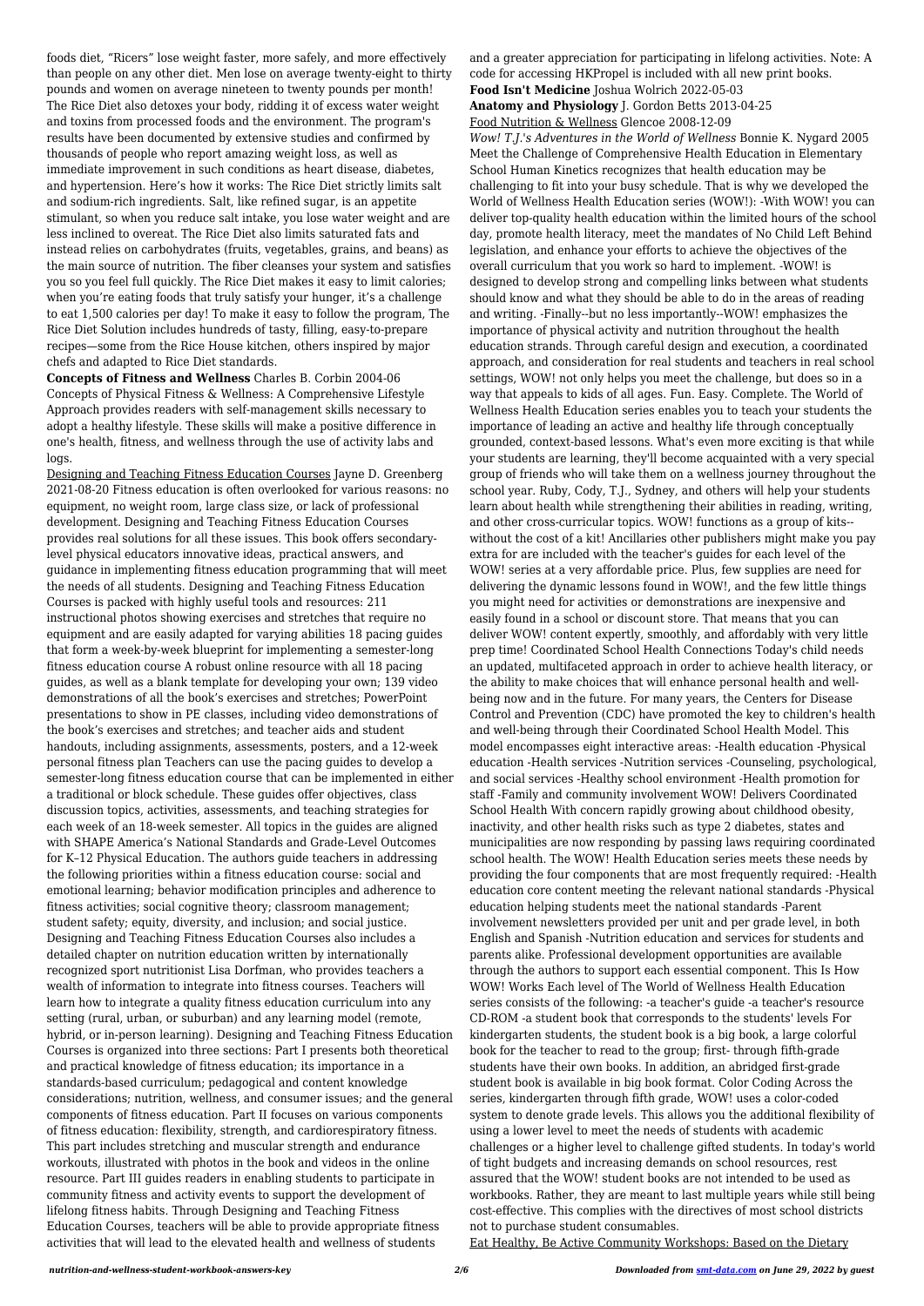foods diet, "Ricers" lose weight faster, more safely, and more effectively than people on any other diet. Men lose on average twenty-eight to thirty pounds and women on average nineteen to twenty pounds per month! The Rice Diet also detoxes your body, ridding it of excess water weight and toxins from processed foods and the environment. The program's results have been documented by extensive studies and confirmed by thousands of people who report amazing weight loss, as well as immediate improvement in such conditions as heart disease, diabetes, and hypertension. Here's how it works: The Rice Diet strictly limits salt and sodium-rich ingredients. Salt, like refined sugar, is an appetite stimulant, so when you reduce salt intake, you lose water weight and are less inclined to overeat. The Rice Diet also limits saturated fats and instead relies on carbohydrates (fruits, vegetables, grains, and beans) as the main source of nutrition. The fiber cleanses your system and satisfies you so you feel full quickly. The Rice Diet makes it easy to limit calories; when you're eating foods that truly satisfy your hunger, it's a challenge to eat 1,500 calories per day! To make it easy to follow the program, The Rice Diet Solution includes hundreds of tasty, filling, easy-to-prepare recipes—some from the Rice House kitchen, others inspired by major chefs and adapted to Rice Diet standards.

**Concepts of Fitness and Wellness** Charles B. Corbin 2004-06 Concepts of Physical Fitness & Wellness: A Comprehensive Lifestyle Approach provides readers with self-management skills necessary to adopt a healthy lifestyle. These skills will make a positive difference in one's health, fitness, and wellness through the use of activity labs and logs.

Designing and Teaching Fitness Education Courses Jayne D. Greenberg 2021-08-20 Fitness education is often overlooked for various reasons: no equipment, no weight room, large class size, or lack of professional development. Designing and Teaching Fitness Education Courses provides real solutions for all these issues. This book offers secondary-level physical educators innovative ideas, practical answers, and guidance in implementing fitness education programming that will meet the needs of all students. Designing and Teaching Fitness Education Courses is packed with highly useful tools and resources: 211 instructional photos showing exercises and stretches that require no equipment and are easily adapted for varying abilities 18 pacing guides that form a week-by-week blueprint for implementing a semester-long fitness education course A robust online resource with all 18 pacing guides, as well as a blank template for developing your own; 139 video demonstrations of all the book's exercises and stretches; PowerPoint presentations to show in PE classes, including video demonstrations of the book's exercises and stretches; and teacher aids and student handouts, including assignments, assessments, posters, and a 12-week personal fitness plan Teachers can use the pacing guides to develop a semester-long fitness education course that can be implemented in either a traditional or block schedule. These guides offer objectives, class discussion topics, activities, assessments, and teaching strategies for each week of an 18-week semester. All topics in the guides are aligned with SHAPE America's National Standards and Grade-Level Outcomes for K–12 Physical Education. The authors guide teachers in addressing the following priorities within a fitness education course: social and emotional learning; behavior modification principles and adherence to fitness activities; social cognitive theory; classroom management; student safety; equity, diversity, and inclusion; and social justice. Designing and Teaching Fitness Education Courses also includes a detailed chapter on nutrition education written by internationally recognized sport nutritionist Lisa Dorfman, who provides teachers a wealth of information to integrate into fitness courses. Teachers will learn how to integrate a quality fitness education curriculum into any setting (rural, urban, or suburban) and any learning model (remote, hybrid, or in-person learning). Designing and Teaching Fitness Education Courses is organized into three sections: Part I presents both theoretical and practical knowledge of fitness education; its importance in a standards-based curriculum; pedagogical and content knowledge considerations; nutrition, wellness, and consumer issues; and the general components of fitness education. Part II focuses on various components of fitness education: flexibility, strength, and cardiorespiratory fitness. This part includes stretching and muscular strength and endurance workouts, illustrated with photos in the book and videos in the online resource. Part III guides readers in enabling students to participate in community fitness and activity events to support the development of lifelong fitness habits. Through Designing and Teaching Fitness Education Courses, teachers will be able to provide appropriate fitness activities that will lead to the elevated health and wellness of students and a greater appreciation for participating in lifelong activities. Note: A code for accessing HKPropel is included with all new print books.

**Food Isn't Medicine** Joshua Wolrich 2022-05-03

**Anatomy and Physiology** J. Gordon Betts 2013-04-25

Food Nutrition & Wellness Glencoe 2008-12-09

*Wow! T.J.'s Adventures in the World of Wellness* Bonnie K. Nygard 2005 Meet the Challenge of Comprehensive Health Education in Elementary School Human Kinetics recognizes that health education may be challenging to fit into your busy schedule. That is why we developed the World of Wellness Health Education series (WOW!): -With WOW! you can deliver top-quality health education within the limited hours of the school day, promote health literacy, meet the mandates of No Child Left Behind legislation, and enhance your efforts to achieve the objectives of the overall curriculum that you work so hard to implement. -WOW! is designed to develop strong and compelling links between what students should know and what they should be able to do in the areas of reading and writing. -Finally--but no less importantly--WOW! emphasizes the importance of physical activity and nutrition throughout the health education strands. Through careful design and execution, a coordinated approach, and consideration for real students and teachers in real school settings, WOW! not only helps you meet the challenge, but does so in a way that appeals to kids of all ages. Fun. Easy. Complete. The World of Wellness Health Education series enables you to teach your students the importance of leading an active and healthy life through conceptually grounded, context-based lessons. What's even more exciting is that while your students are learning, they'll become acquainted with a very special group of friends who will take them on a wellness journey throughout the school year. Ruby, Cody, T.J., Sydney, and others will help your students learn about health while strengthening their abilities in reading, writing, and other cross-curricular topics. WOW! functions as a group of kits--without the cost of a kit! Ancillaries other publishers might make you pay extra for are included with the teacher's guides for each level of the WOW! series at a very affordable price. Plus, few supplies are need for delivering the dynamic lessons found in WOW!, and the few little things you might need for activities or demonstrations are inexpensive and easily found in a school or discount store. That means that you can deliver WOW! content expertly, smoothly, and affordably with very little prep time! Coordinated School Health Connections Today's child needs an updated, multifaceted approach in order to achieve health literacy, or the ability to make choices that will enhance personal health and well-being now and in the future. For many years, the Centers for Disease Control and Prevention (CDC) have promoted the key to children's health and well-being through their Coordinated School Health Model. This model encompasses eight interactive areas: -Health education -Physical education -Health services -Nutrition services -Counseling, psychological, and social services -Healthy school environment -Health promotion for staff -Family and community involvement WOW! Delivers Coordinated School Health With concern rapidly growing about childhood obesity, inactivity, and other health risks such as type 2 diabetes, states and municipalities are now responding by passing laws requiring coordinated school health. The WOW! Health Education series meets these needs by providing the four components that are most frequently required: -Health education core content meeting the relevant national standards -Physical education helping students meet the national standards -Parent involvement newsletters provided per unit and per grade level, in both English and Spanish -Nutrition education and services for students and parents alike. Professional development opportunities are available through the authors to support each essential component. This Is How WOW! Works Each level of The World of Wellness Health Education series consists of the following: -a teacher's guide -a teacher's resource CD-ROM -a student book that corresponds to the students' levels For kindergarten students, the student book is a big book, a large colorful book for the teacher to read to the group; first- through fifth-grade students have their own books. In addition, an abridged first-grade student book is available in big book format. Color Coding Across the series, kindergarten through fifth grade, WOW! uses a color-coded system to denote grade levels. This allows you the additional flexibility of using a lower level to meet the needs of students with academic challenges or a higher level to challenge gifted students. In today's world of tight budgets and increasing demands on school resources, rest assured that the WOW! student books are not intended to be used as workbooks. Rather, they are meant to last multiple years while still being cost-effective. This complies with the directives of most school districts not to purchase student consumables.

Eat Healthy, Be Active Community Workshops: Based on the Dietary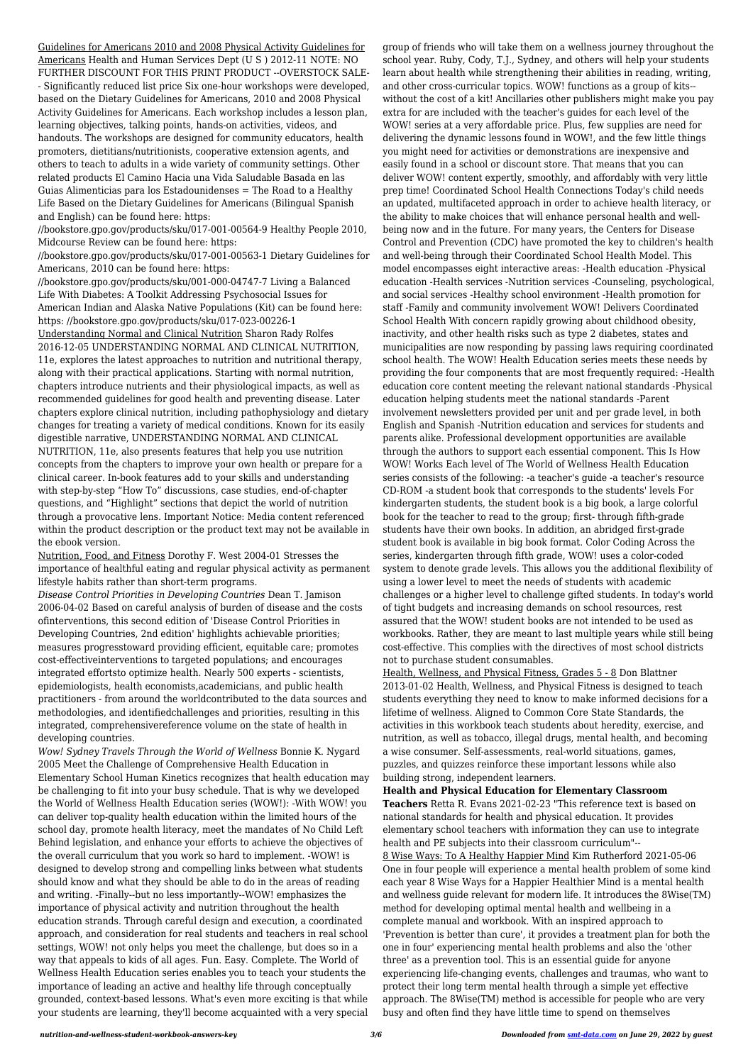Guidelines for Americans 2010 and 2008 Physical Activity Guidelines for Americans Health and Human Services Dept (U S ) 2012-11 NOTE: NO FURTHER DISCOUNT FOR THIS PRINT PRODUCT --OVERSTOCK SALE-- Significantly reduced list price Six one-hour workshops were developed, based on the Dietary Guidelines for Americans, 2010 and 2008 Physical Activity Guidelines for Americans. Each workshop includes a lesson plan, learning objectives, talking points, hands-on activities, videos, and handouts. The workshops are designed for community educators, health promoters, dietitians/nutritionists, cooperative extension agents, and others to teach to adults in a wide variety of community settings. Other related products El Camino Hacia una Vida Saludable Basada en las Guias Alimenticias para los Estadounidenses = The Road to a Healthy Life Based on the Dietary Guidelines for Americans (Bilingual Spanish and English) can be found here: https: //bookstore.gpo.gov/products/sku/017-001-00564-9 Healthy People 2010, Midcourse Review can be found here: https: //bookstore.gpo.gov/products/sku/017-001-00563-1 Dietary Guidelines for Americans, 2010 can be found here: https: //bookstore.gpo.gov/products/sku/001-000-04747-7 Living a Balanced Life With Diabetes: A Toolkit Addressing Psychosocial Issues for American Indian and Alaska Native Populations (Kit) can be found here: https: //bookstore.gpo.gov/products/sku/017-023-00226-1

Understanding Normal and Clinical Nutrition Sharon Rady Rolfes 2016-12-05 UNDERSTANDING NORMAL AND CLINICAL NUTRITION, 11e, explores the latest approaches to nutrition and nutritional therapy, along with their practical applications. Starting with normal nutrition, chapters introduce nutrients and their physiological impacts, as well as recommended guidelines for good health and preventing disease. Later chapters explore clinical nutrition, including pathophysiology and dietary changes for treating a variety of medical conditions. Known for its easily digestible narrative, UNDERSTANDING NORMAL AND CLINICAL NUTRITION, 11e, also presents features that help you use nutrition concepts from the chapters to improve your own health or prepare for a clinical career. In-book features add to your skills and understanding with step-by-step "How To" discussions, case studies, end-of-chapter questions, and "Highlight" sections that depict the world of nutrition through a provocative lens. Important Notice: Media content referenced within the product description or the product text may not be available in the ebook version.

Nutrition, Food, and Fitness Dorothy F. West 2004-01 Stresses the importance of healthful eating and regular physical activity as permanent lifestyle habits rather than short-term programs.

*Disease Control Priorities in Developing Countries* Dean T. Jamison 2006-04-02 Based on careful analysis of burden of disease and the costs ofinterventions, this second edition of 'Disease Control Priorities in Developing Countries, 2nd edition' highlights achievable priorities; measures progresstoward providing efficient, equitable care; promotes cost-effectiveinterventions to targeted populations; and encourages integrated effortsto optimize health. Nearly 500 experts - scientists, epidemiologists, health economists,academicians, and public health practitioners - from around the worldcontributed to the data sources and methodologies, and identifiedchallenges and priorities, resulting in this integrated, comprehensivereference volume on the state of health in developing countries.

*Wow! Sydney Travels Through the World of Wellness* Bonnie K. Nygard 2005 Meet the Challenge of Comprehensive Health Education in Elementary School Human Kinetics recognizes that health education may be challenging to fit into your busy schedule. That is why we developed the World of Wellness Health Education series (WOW!): -With WOW! you can deliver top-quality health education within the limited hours of the school day, promote health literacy, meet the mandates of No Child Left Behind legislation, and enhance your efforts to achieve the objectives of the overall curriculum that you work so hard to implement. -WOW! is designed to develop strong and compelling links between what students should know and what they should be able to do in the areas of reading and writing. -Finally--but no less importantly--WOW! emphasizes the importance of physical activity and nutrition throughout the health education strands. Through careful design and execution, a coordinated approach, and consideration for real students and teachers in real school settings, WOW! not only helps you meet the challenge, but does so in a way that appeals to kids of all ages. Fun. Easy. Complete. The World of Wellness Health Education series enables you to teach your students the importance of leading an active and healthy life through conceptually grounded, context-based lessons. What's even more exciting is that while your students are learning, they'll become acquainted with a very special group of friends who will take them on a wellness journey throughout the school year. Ruby, Cody, T.J., Sydney, and others will help your students learn about health while strengthening their abilities in reading, writing, and other cross-curricular topics. WOW! functions as a group of kits--without the cost of a kit! Ancillaries other publishers might make you pay extra for are included with the teacher's guides for each level of the WOW! series at a very affordable price. Plus, few supplies are need for delivering the dynamic lessons found in WOW!, and the few little things you might need for activities or demonstrations are inexpensive and easily found in a school or discount store. That means that you can deliver WOW! content expertly, smoothly, and affordably with very little prep time! Coordinated School Health Connections Today's child needs an updated, multifaceted approach in order to achieve health literacy, or the ability to make choices that will enhance personal health and well-being now and in the future. For many years, the Centers for Disease Control and Prevention (CDC) have promoted the key to children's health and well-being through their Coordinated School Health Model. This model encompasses eight interactive areas: -Health education -Physical education -Health services -Nutrition services -Counseling, psychological, and social services -Healthy school environment -Health promotion for staff -Family and community involvement WOW! Delivers Coordinated School Health With concern rapidly growing about childhood obesity, inactivity, and other health risks such as type 2 diabetes, states and municipalities are now responding by passing laws requiring coordinated school health. The WOW! Health Education series meets these needs by providing the four components that are most frequently required: -Health education core content meeting the relevant national standards -Physical education helping students meet the national standards -Parent involvement newsletters provided per unit and per grade level, in both English and Spanish -Nutrition education and services for students and parents alike. Professional development opportunities are available through the authors to support each essential component. This Is How WOW! Works Each level of The World of Wellness Health Education series consists of the following: -a teacher's guide -a teacher's resource CD-ROM -a student book that corresponds to the students' levels For kindergarten students, the student book is a big book, a large colorful book for the teacher to read to the group; first- through fifth-grade students have their own books. In addition, an abridged first-grade student book is available in big book format. Color Coding Across the series, kindergarten through fifth grade, WOW! uses a color-coded system to denote grade levels. This allows you the additional flexibility of using a lower level to meet the needs of students with academic challenges or a higher level to challenge gifted students. In today's world of tight budgets and increasing demands on school resources, rest assured that the WOW! student books are not intended to be used as workbooks. Rather, they are meant to last multiple years while still being cost-effective. This complies with the directives of most school districts not to purchase student consumables.

Health, Wellness, and Physical Fitness, Grades 5 - 8 Don Blattner 2013-01-02 Health, Wellness, and Physical Fitness is designed to teach students everything they need to know to make informed decisions for a lifetime of wellness. Aligned to Common Core State Standards, the activities in this workbook teach students about heredity, exercise, and nutrition, as well as tobacco, illegal drugs, mental health, and becoming a wise consumer. Self-assessments, real-world situations, games, puzzles, and quizzes reinforce these important lessons while also building strong, independent learners.

**Health and Physical Education for Elementary Classroom Teachers** Retta R. Evans 2021-02-23 "This reference text is based on national standards for health and physical education. It provides elementary school teachers with information they can use to integrate health and PE subjects into their classroom curriculum"--

8 Wise Ways: To A Healthy Happier Mind Kim Rutherford 2021-05-06 One in four people will experience a mental health problem of some kind each year 8 Wise Ways for a Happier Healthier Mind is a mental health and wellness guide relevant for modern life. It introduces the 8Wise(TM) method for developing optimal mental health and wellbeing in a complete manual and workbook. With an inspired approach to 'Prevention is better than cure', it provides a treatment plan for both the one in four' experiencing mental health problems and also the 'other three' as a prevention tool. This is an essential guide for anyone experiencing life-changing events, challenges and traumas, who want to protect their long term mental health through a simple yet effective approach. The 8Wise(TM) method is accessible for people who are very busy and often find they have little time to spend on themselves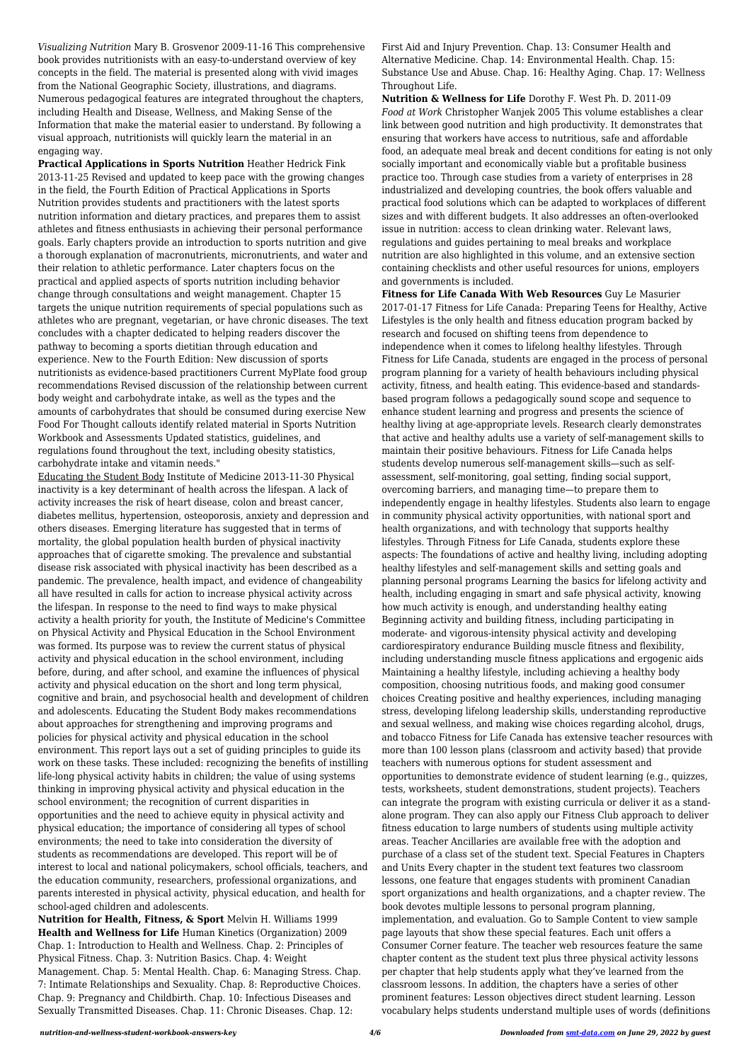*Visualizing Nutrition* Mary B. Grosvenor 2009-11-16 This comprehensive book provides nutritionists with an easy-to-understand overview of key concepts in the field. The material is presented along with vivid images from the National Geographic Society, illustrations, and diagrams. Numerous pedagogical features are integrated throughout the chapters, including Health and Disease, Wellness, and Making Sense of the Information that make the material easier to understand. By following a visual approach, nutritionists will quickly learn the material in an engaging way.

**Practical Applications in Sports Nutrition** Heather Hedrick Fink 2013-11-25 Revised and updated to keep pace with the growing changes in the field, the Fourth Edition of Practical Applications in Sports Nutrition provides students and practitioners with the latest sports nutrition information and dietary practices, and prepares them to assist athletes and fitness enthusiasts in achieving their personal performance goals. Early chapters provide an introduction to sports nutrition and give a thorough explanation of macronutrients, micronutrients, and water and their relation to athletic performance. Later chapters focus on the practical and applied aspects of sports nutrition including behavior change through consultations and weight management. Chapter 15 targets the unique nutrition requirements of special populations such as athletes who are pregnant, vegetarian, or have chronic diseases. The text concludes with a chapter dedicated to helping readers discover the pathway to becoming a sports dietitian through education and experience. New to the Fourth Edition: New discussion of sports nutritionists as evidence-based practitioners Current MyPlate food group recommendations Revised discussion of the relationship between current body weight and carbohydrate intake, as well as the types and the amounts of carbohydrates that should be consumed during exercise New Food For Thought callouts identify related material in Sports Nutrition Workbook and Assessments Updated statistics, guidelines, and regulations found throughout the text, including obesity statistics, carbohydrate intake and vitamin needs."

Educating the Student Body Institute of Medicine 2013-11-30 Physical inactivity is a key determinant of health across the lifespan. A lack of activity increases the risk of heart disease, colon and breast cancer, diabetes mellitus, hypertension, osteoporosis, anxiety and depression and others diseases. Emerging literature has suggested that in terms of mortality, the global population health burden of physical inactivity approaches that of cigarette smoking. The prevalence and substantial disease risk associated with physical inactivity has been described as a pandemic. The prevalence, health impact, and evidence of changeability all have resulted in calls for action to increase physical activity across the lifespan. In response to the need to find ways to make physical activity a health priority for youth, the Institute of Medicine's Committee on Physical Activity and Physical Education in the School Environment was formed. Its purpose was to review the current status of physical activity and physical education in the school environment, including before, during, and after school, and examine the influences of physical activity and physical education on the short and long term physical, cognitive and brain, and psychosocial health and development of children and adolescents. Educating the Student Body makes recommendations about approaches for strengthening and improving programs and policies for physical activity and physical education in the school environment. This report lays out a set of guiding principles to guide its work on these tasks. These included: recognizing the benefits of instilling life-long physical activity habits in children; the value of using systems thinking in improving physical activity and physical education in the school environment; the recognition of current disparities in opportunities and the need to achieve equity in physical activity and physical education; the importance of considering all types of school environments; the need to take into consideration the diversity of students as recommendations are developed. This report will be of interest to local and national policymakers, school officials, teachers, and the education community, researchers, professional organizations, and parents interested in physical activity, physical education, and health for school-aged children and adolescents.

**Nutrition for Health, Fitness, & Sport** Melvin H. Williams 1999

**Health and Wellness for Life** Human Kinetics (Organization) 2009 Chap. 1: Introduction to Health and Wellness. Chap. 2: Principles of Physical Fitness. Chap. 3: Nutrition Basics. Chap. 4: Weight Management. Chap. 5: Mental Health. Chap. 6: Managing Stress. Chap. 7: Intimate Relationships and Sexuality. Chap. 8: Reproductive Choices. Chap. 9: Pregnancy and Childbirth. Chap. 10: Infectious Diseases and Sexually Transmitted Diseases. Chap. 11: Chronic Diseases. Chap. 12: First Aid and Injury Prevention. Chap. 13: Consumer Health and Alternative Medicine. Chap. 14: Environmental Health. Chap. 15: Substance Use and Abuse. Chap. 16: Healthy Aging. Chap. 17: Wellness Throughout Life.

**Nutrition & Wellness for Life** Dorothy F. West Ph. D. 2011-09

*Food at Work* Christopher Wanjek 2005 This volume establishes a clear link between good nutrition and high productivity. It demonstrates that ensuring that workers have access to nutritious, safe and affordable food, an adequate meal break and decent conditions for eating is not only socially important and economically viable but a profitable business practice too. Through case studies from a variety of enterprises in 28 industrialized and developing countries, the book offers valuable and practical food solutions which can be adapted to workplaces of different sizes and with different budgets. It also addresses an often-overlooked issue in nutrition: access to clean drinking water. Relevant laws, regulations and guides pertaining to meal breaks and workplace nutrition are also highlighted in this volume, and an extensive section containing checklists and other useful resources for unions, employers and governments is included.

**Fitness for Life Canada With Web Resources** Guy Le Masurier 2017-01-17 Fitness for Life Canada: Preparing Teens for Healthy, Active Lifestyles is the only health and fitness education program backed by research and focused on shifting teens from dependence to independence when it comes to lifelong healthy lifestyles. Through Fitness for Life Canada, students are engaged in the process of personal program planning for a variety of health behaviours including physical activity, fitness, and health eating. This evidence-based and standards-based program follows a pedagogically sound scope and sequence to enhance student learning and progress and presents the science of healthy living at age-appropriate levels. Research clearly demonstrates that active and healthy adults use a variety of self-management skills to maintain their positive behaviours. Fitness for Life Canada helps students develop numerous self-management skills—such as self-assessment, self-monitoring, goal setting, finding social support, overcoming barriers, and managing time—to prepare them to independently engage in healthy lifestyles. Students also learn to engage in community physical activity opportunities, with national sport and health organizations, and with technology that supports healthy lifestyles. Through Fitness for Life Canada, students explore these aspects: The foundations of active and healthy living, including adopting healthy lifestyles and self-management skills and setting goals and planning personal programs Learning the basics for lifelong activity and health, including engaging in smart and safe physical activity, knowing how much activity is enough, and understanding healthy eating Beginning activity and building fitness, including participating in moderate- and vigorous-intensity physical activity and developing cardiorespiratory endurance Building muscle fitness and flexibility, including understanding muscle fitness applications and ergogenic aids Maintaining a healthy lifestyle, including achieving a healthy body composition, choosing nutritious foods, and making good consumer choices Creating positive and healthy experiences, including managing stress, developing lifelong leadership skills, understanding reproductive and sexual wellness, and making wise choices regarding alcohol, drugs, and tobacco Fitness for Life Canada has extensive teacher resources with more than 100 lesson plans (classroom and activity based) that provide teachers with numerous options for student assessment and opportunities to demonstrate evidence of student learning (e.g., quizzes, tests, worksheets, student demonstrations, student projects). Teachers can integrate the program with existing curricula or deliver it as a stand-alone program. They can also apply our Fitness Club approach to deliver fitness education to large numbers of students using multiple activity areas. Teacher Ancillaries are available free with the adoption and purchase of a class set of the student text. Special Features in Chapters and Units Every chapter in the student text features two classroom lessons, one feature that engages students with prominent Canadian sport organizations and health organizations, and a chapter review. The book devotes multiple lessons to personal program planning, implementation, and evaluation. Go to Sample Content to view sample page layouts that show these special features. Each unit offers a Consumer Corner feature. The teacher web resources feature the same chapter content as the student text plus three physical activity lessons per chapter that help students apply what they've learned from the classroom lessons. In addition, the chapters have a series of other prominent features: Lesson objectives direct student learning. Lesson vocabulary helps students understand multiple uses of words (definitions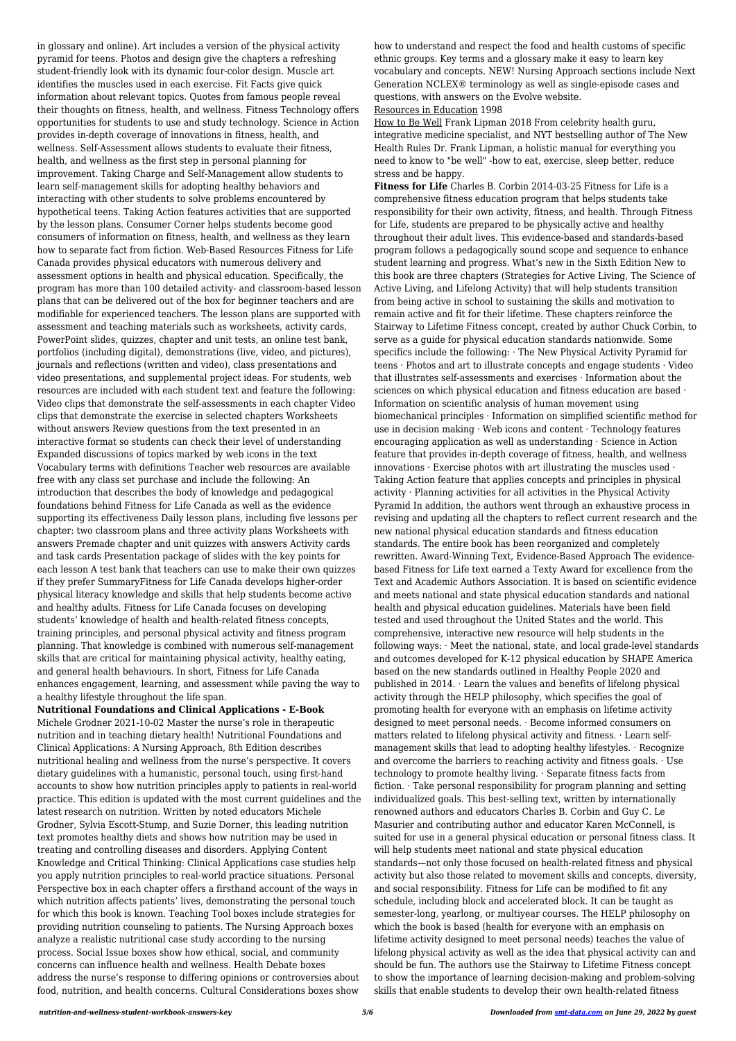in glossary and online). Art includes a version of the physical activity pyramid for teens. Photos and design give the chapters a refreshing student-friendly look with its dynamic four-color design. Muscle art identifies the muscles used in each exercise. Fit Facts give quick information about relevant topics. Quotes from famous people reveal their thoughts on fitness, health, and wellness. Fitness Technology offers opportunities for students to use and study technology. Science in Action provides in-depth coverage of innovations in fitness, health, and wellness. Self-Assessment allows students to evaluate their fitness, health, and wellness as the first step in personal planning for improvement. Taking Charge and Self-Management allow students to learn self-management skills for adopting healthy behaviors and interacting with other students to solve problems encountered by hypothetical teens. Taking Action features activities that are supported by the lesson plans. Consumer Corner helps students become good consumers of information on fitness, health, and wellness as they learn how to separate fact from fiction. Web-Based Resources Fitness for Life Canada provides physical educators with numerous delivery and assessment options in health and physical education. Specifically, the program has more than 100 detailed activity- and classroom-based lesson plans that can be delivered out of the box for beginner teachers and are modifiable for experienced teachers. The lesson plans are supported with assessment and teaching materials such as worksheets, activity cards, PowerPoint slides, quizzes, chapter and unit tests, an online test bank, portfolios (including digital), demonstrations (live, video, and pictures), journals and reflections (written and video), class presentations and video presentations, and supplemental project ideas. For students, web resources are included with each student text and feature the following: Video clips that demonstrate the self-assessments in each chapter Video clips that demonstrate the exercise in selected chapters Worksheets without answers Review questions from the text presented in an interactive format so students can check their level of understanding Expanded discussions of topics marked by web icons in the text Vocabulary terms with definitions Teacher web resources are available free with any class set purchase and include the following: An introduction that describes the body of knowledge and pedagogical foundations behind Fitness for Life Canada as well as the evidence supporting its effectiveness Daily lesson plans, including five lessons per chapter: two classroom plans and three activity plans Worksheets with answers Premade chapter and unit quizzes with answers Activity cards and task cards Presentation package of slides with the key points for each lesson A test bank that teachers can use to make their own quizzes if they prefer SummaryFitness for Life Canada develops higher-order physical literacy knowledge and skills that help students become active and healthy adults. Fitness for Life Canada focuses on developing students' knowledge of health and health-related fitness concepts, training principles, and personal physical activity and fitness program planning. That knowledge is combined with numerous self-management skills that are critical for maintaining physical activity, healthy eating, and general health behaviours. In short, Fitness for Life Canada enhances engagement, learning, and assessment while paving the way to a healthy lifestyle throughout the life span.

**Nutritional Foundations and Clinical Applications - E-Book** Michele Grodner 2021-10-02 Master the nurse's role in therapeutic nutrition and in teaching dietary health! Nutritional Foundations and Clinical Applications: A Nursing Approach, 8th Edition describes nutritional healing and wellness from the nurse's perspective. It covers dietary guidelines with a humanistic, personal touch, using first-hand accounts to show how nutrition principles apply to patients in real-world practice. This edition is updated with the most current guidelines and the latest research on nutrition. Written by noted educators Michele Grodner, Sylvia Escott-Stump, and Suzie Dorner, this leading nutrition text promotes healthy diets and shows how nutrition may be used in treating and controlling diseases and disorders. Applying Content Knowledge and Critical Thinking: Clinical Applications case studies help you apply nutrition principles to real-world practice situations. Personal Perspective box in each chapter offers a firsthand account of the ways in which nutrition affects patients' lives, demonstrating the personal touch for which this book is known. Teaching Tool boxes include strategies for providing nutrition counseling to patients. The Nursing Approach boxes analyze a realistic nutritional case study according to the nursing process. Social Issue boxes show how ethical, social, and community concerns can influence health and wellness. Health Debate boxes address the nurse's response to differing opinions or controversies about food, nutrition, and health concerns. Cultural Considerations boxes show how to understand and respect the food and health customs of specific ethnic groups. Key terms and a glossary make it easy to learn key vocabulary and concepts. NEW! Nursing Approach sections include Next Generation NCLEX® terminology as well as single-episode cases and questions, with answers on the Evolve website.

Resources in Education 1998

How to Be Well Frank Lipman 2018 From celebrity health guru, integrative medicine specialist, and NYT bestselling author of The New Health Rules Dr. Frank Lipman, a holistic manual for everything you need to know to "be well" -how to eat, exercise, sleep better, reduce stress and be happy.

**Fitness for Life** Charles B. Corbin 2014-03-25 Fitness for Life is a comprehensive fitness education program that helps students take responsibility for their own activity, fitness, and health. Through Fitness for Life, students are prepared to be physically active and healthy throughout their adult lives. This evidence-based and standards-based program follows a pedagogically sound scope and sequence to enhance student learning and progress. What's new in the Sixth Edition New to this book are three chapters (Strategies for Active Living, The Science of Active Living, and Lifelong Activity) that will help students transition from being active in school to sustaining the skills and motivation to remain active and fit for their lifetime. These chapters reinforce the Stairway to Lifetime Fitness concept, created by author Chuck Corbin, to serve as a guide for physical education standards nationwide. Some specifics include the following: · The New Physical Activity Pyramid for teens · Photos and art to illustrate concepts and engage students · Video that illustrates self-assessments and exercises · Information about the sciences on which physical education and fitness education are based · Information on scientific analysis of human movement using biomechanical principles · Information on simplified scientific method for use in decision making · Web icons and content · Technology features encouraging application as well as understanding · Science in Action feature that provides in-depth coverage of fitness, health, and wellness innovations · Exercise photos with art illustrating the muscles used · Taking Action feature that applies concepts and principles in physical activity · Planning activities for all activities in the Physical Activity Pyramid In addition, the authors went through an exhaustive process in revising and updating all the chapters to reflect current research and the new national physical education standards and fitness education standards. The entire book has been reorganized and completely rewritten. Award-Winning Text, Evidence-Based Approach The evidence-based Fitness for Life text earned a Texty Award for excellence from the Text and Academic Authors Association. It is based on scientific evidence and meets national and state physical education standards and national health and physical education guidelines. Materials have been field tested and used throughout the United States and the world. This comprehensive, interactive new resource will help students in the following ways: · Meet the national, state, and local grade-level standards and outcomes developed for K-12 physical education by SHAPE America based on the new standards outlined in Healthy People 2020 and published in 2014. · Learn the values and benefits of lifelong physical activity through the HELP philosophy, which specifies the goal of promoting health for everyone with an emphasis on lifetime activity designed to meet personal needs. · Become informed consumers on matters related to lifelong physical activity and fitness. · Learn self-management skills that lead to adopting healthy lifestyles. · Recognize and overcome the barriers to reaching activity and fitness goals. · Use technology to promote healthy living. · Separate fitness facts from fiction. · Take personal responsibility for program planning and setting individualized goals. This best-selling text, written by internationally renowned authors and educators Charles B. Corbin and Guy C. Le Masurier and contributing author and educator Karen McConnell, is suited for use in a general physical education or personal fitness class. It will help students meet national and state physical education standards—not only those focused on health-related fitness and physical activity but also those related to movement skills and concepts, diversity, and social responsibility. Fitness for Life can be modified to fit any schedule, including block and accelerated block. It can be taught as semester-long, yearlong, or multiyear courses. The HELP philosophy on which the book is based (health for everyone with an emphasis on lifetime activity designed to meet personal needs) teaches the value of lifelong physical activity as well as the idea that physical activity can and should be fun. The authors use the Stairway to Lifetime Fitness concept to show the importance of learning decision-making and problem-solving skills that enable students to develop their own health-related fitness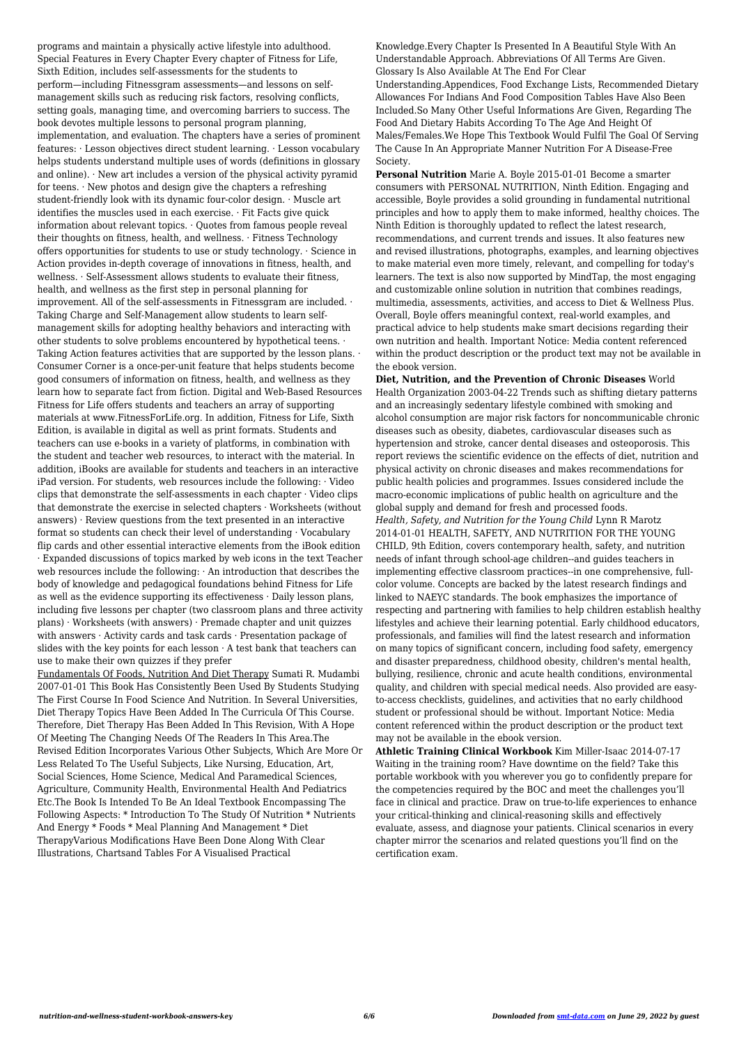programs and maintain a physically active lifestyle into adulthood. Special Features in Every Chapter Every chapter of Fitness for Life, Sixth Edition, includes self-assessments for the students to perform—including Fitnessgram assessments—and lessons on self-management skills such as reducing risk factors, resolving conflicts, setting goals, managing time, and overcoming barriers to success. The book devotes multiple lessons to personal program planning, implementation, and evaluation. The chapters have a series of prominent features: · Lesson objectives direct student learning. · Lesson vocabulary helps students understand multiple uses of words (definitions in glossary and online). · New art includes a version of the physical activity pyramid for teens. · New photos and design give the chapters a refreshing student-friendly look with its dynamic four-color design. · Muscle art identifies the muscles used in each exercise. · Fit Facts give quick information about relevant topics. · Quotes from famous people reveal their thoughts on fitness, health, and wellness. · Fitness Technology offers opportunities for students to use or study technology. · Science in Action provides in-depth coverage of innovations in fitness, health, and wellness. · Self-Assessment allows students to evaluate their fitness, health, and wellness as the first step in personal planning for improvement. All of the self-assessments in Fitnessgram are included. · Taking Charge and Self-Management allow students to learn self-management skills for adopting healthy behaviors and interacting with other students to solve problems encountered by hypothetical teens. · Taking Action features activities that are supported by the lesson plans. · Consumer Corner is a once-per-unit feature that helps students become good consumers of information on fitness, health, and wellness as they learn how to separate fact from fiction. Digital and Web-Based Resources Fitness for Life offers students and teachers an array of supporting materials at www.FitnessForLife.org. In addition, Fitness for Life, Sixth Edition, is available in digital as well as print formats. Students and teachers can use e-books in a variety of platforms, in combination with the student and teacher web resources, to interact with the material. In addition, iBooks are available for students and teachers in an interactive iPad version. For students, web resources include the following: · Video clips that demonstrate the self-assessments in each chapter · Video clips that demonstrate the exercise in selected chapters · Worksheets (without answers) · Review questions from the text presented in an interactive format so students can check their level of understanding · Vocabulary flip cards and other essential interactive elements from the iBook edition · Expanded discussions of topics marked by web icons in the text Teacher web resources include the following: · An introduction that describes the body of knowledge and pedagogical foundations behind Fitness for Life as well as the evidence supporting its effectiveness · Daily lesson plans, including five lessons per chapter (two classroom plans and three activity plans) · Worksheets (with answers) · Premade chapter and unit quizzes with answers · Activity cards and task cards · Presentation package of slides with the key points for each lesson · A test bank that teachers can use to make their own quizzes if they prefer

Fundamentals Of Foods, Nutrition And Diet Therapy Sumati R. Mudambi 2007-01-01 This Book Has Consistently Been Used By Students Studying The First Course In Food Science And Nutrition. In Several Universities, Diet Therapy Topics Have Been Added In The Curricula Of This Course. Therefore, Diet Therapy Has Been Added In This Revision, With A Hope Of Meeting The Changing Needs Of The Readers In This Area.The Revised Edition Incorporates Various Other Subjects, Which Are More Or Less Related To The Useful Subjects, Like Nursing, Education, Art, Social Sciences, Home Science, Medical And Paramedical Sciences, Agriculture, Community Health, Environmental Health And Pediatrics Etc.The Book Is Intended To Be An Ideal Textbook Encompassing The Following Aspects: * Introduction To The Study Of Nutrition * Nutrients And Energy * Foods * Meal Planning And Management * Diet TherapyVarious Modifications Have Been Done Along With Clear Illustrations, Chartsand Tables For A Visualised Practical Knowledge.Every Chapter Is Presented In A Beautiful Style With An Understandable Approach. Abbreviations Of All Terms Are Given. Glossary Is Also Available At The End For Clear Understanding.Appendices, Food Exchange Lists, Recommended Dietary Allowances For Indians And Food Composition Tables Have Also Been Included.So Many Other Useful Informations Are Given, Regarding The Food And Dietary Habits According To The Age And Height Of Males/Females.We Hope This Textbook Would Fulfil The Goal Of Serving The Cause In An Appropriate Manner Nutrition For A Disease-Free Society.

**Personal Nutrition** Marie A. Boyle 2015-01-01 Become a smarter consumers with PERSONAL NUTRITION, Ninth Edition. Engaging and accessible, Boyle provides a solid grounding in fundamental nutritional principles and how to apply them to make informed, healthy choices. The Ninth Edition is thoroughly updated to reflect the latest research, recommendations, and current trends and issues. It also features new and revised illustrations, photographs, examples, and learning objectives to make material even more timely, relevant, and compelling for today's learners. The text is also now supported by MindTap, the most engaging and customizable online solution in nutrition that combines readings, multimedia, assessments, activities, and access to Diet & Wellness Plus. Overall, Boyle offers meaningful context, real-world examples, and practical advice to help students make smart decisions regarding their own nutrition and health. Important Notice: Media content referenced within the product description or the product text may not be available in the ebook version.

**Diet, Nutrition, and the Prevention of Chronic Diseases** World Health Organization 2003-04-22 Trends such as shifting dietary patterns and an increasingly sedentary lifestyle combined with smoking and alcohol consumption are major risk factors for noncommunicable chronic diseases such as obesity, diabetes, cardiovascular diseases such as hypertension and stroke, cancer dental diseases and osteoporosis. This report reviews the scientific evidence on the effects of diet, nutrition and physical activity on chronic diseases and makes recommendations for public health policies and programmes. Issues considered include the macro-economic implications of public health on agriculture and the global supply and demand for fresh and processed foods.

*Health, Safety, and Nutrition for the Young Child* Lynn R Marotz 2014-01-01 HEALTH, SAFETY, AND NUTRITION FOR THE YOUNG CHILD, 9th Edition, covers contemporary health, safety, and nutrition needs of infant through school-age children--and guides teachers in implementing effective classroom practices--in one comprehensive, full-color volume. Concepts are backed by the latest research findings and linked to NAEYC standards. The book emphasizes the importance of respecting and partnering with families to help children establish healthy lifestyles and achieve their learning potential. Early childhood educators, professionals, and families will find the latest research and information on many topics of significant concern, including food safety, emergency and disaster preparedness, childhood obesity, children's mental health, bullying, resilience, chronic and acute health conditions, environmental quality, and children with special medical needs. Also provided are easy-to-access checklists, guidelines, and activities that no early childhood student or professional should be without. Important Notice: Media content referenced within the product description or the product text may not be available in the ebook version.

**Athletic Training Clinical Workbook** Kim Miller-Isaac 2014-07-17 Waiting in the training room? Have downtime on the field? Take this portable workbook with you wherever you go to confidently prepare for the competencies required by the BOC and meet the challenges you'll face in clinical and practice. Draw on true-to-life experiences to enhance your critical-thinking and clinical-reasoning skills and effectively evaluate, assess, and diagnose your patients. Clinical scenarios in every chapter mirror the scenarios and related questions you'll find on the certification exam.